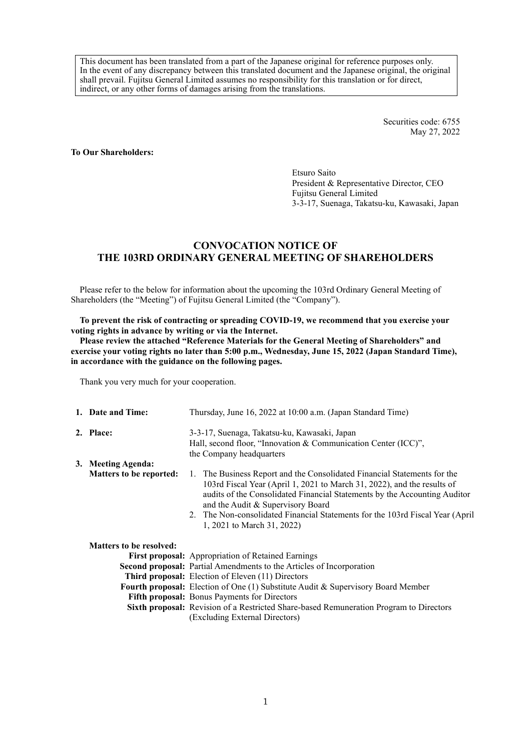This document has been translated from a part of the Japanese original for reference purposes only. In the event of any discrepancy between this translated document and the Japanese original, the original shall prevail. Fujitsu General Limited assumes no responsibility for this translation or for direct, indirect, or any other forms of damages arising from the translations.

Securities code: 6755
May 27, 2022

**To Our Shareholders:**

Etsuro Saito
President & Representative Director, CEO
Fujitsu General Limited
3-3-17, Suenaga, Takatsu-ku, Kawasaki, Japan

# CONVOCATION NOTICE OF THE 103RD ORDINARY GENERAL MEETING OF SHAREHOLDERS

Please refer to the below for information about the upcoming the 103rd Ordinary General Meeting of Shareholders (the "Meeting") of Fujitsu General Limited (the "Company").

**To prevent the risk of contracting or spreading COVID-19, we recommend that you exercise your voting rights in advance by writing or via the Internet.**

**Please review the attached "Reference Materials for the General Meeting of Shareholders" and exercise your voting rights no later than 5:00 p.m., Wednesday, June 15, 2022 (Japan Standard Time), in accordance with the guidance on the following pages.**

Thank you very much for your cooperation.

1. **Date and Time:** Thursday, June 16, 2022 at 10:00 a.m. (Japan Standard Time)

2. **Place:** 3-3-17, Suenaga, Takatsu-ku, Kawasaki, Japan
   Hall, second floor, "Innovation & Communication Center (ICC)", the Company headquarters

3. **Meeting Agenda:**

   **Matters to be reported:**
   1. The Business Report and the Consolidated Financial Statements for the 103rd Fiscal Year (April 1, 2021 to March 31, 2022), and the results of audits of the Consolidated Financial Statements by the Accounting Auditor and the Audit & Supervisory Board
   2. The Non-consolidated Financial Statements for the 103rd Fiscal Year (April 1, 2021 to March 31, 2022)

   **Matters to be resolved:**

   **First proposal:** Appropriation of Retained Earnings
   **Second proposal:** Partial Amendments to the Articles of Incorporation
   **Third proposal:** Election of Eleven (11) Directors
   **Fourth proposal:** Election of One (1) Substitute Audit & Supervisory Board Member
   **Fifth proposal:** Bonus Payments for Directors
   **Sixth proposal:** Revision of a Restricted Share-based Remuneration Program to Directors (Excluding External Directors)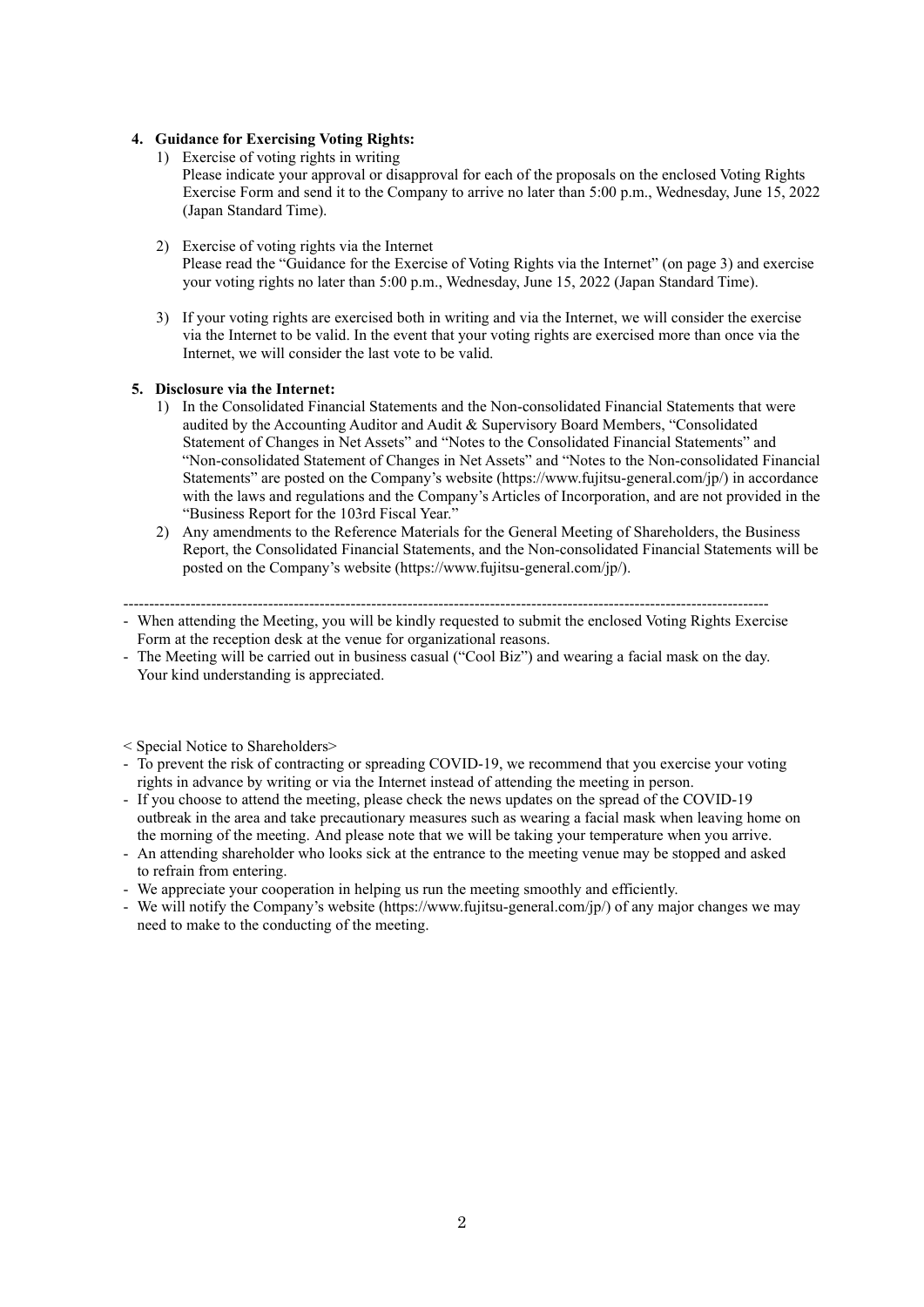**4. Guidance for Exercising Voting Rights:**

1) Exercise of voting rights in writing
   Please indicate your approval or disapproval for each of the proposals on the enclosed Voting Rights Exercise Form and send it to the Company to arrive no later than 5:00 p.m., Wednesday, June 15, 2022 (Japan Standard Time).

2) Exercise of voting rights via the Internet
   Please read the "Guidance for the Exercise of Voting Rights via the Internet" (on page 3) and exercise your voting rights no later than 5:00 p.m., Wednesday, June 15, 2022 (Japan Standard Time).

3) If your voting rights are exercised both in writing and via the Internet, we will consider the exercise via the Internet to be valid. In the event that your voting rights are exercised more than once via the Internet, we will consider the last vote to be valid.

**5. Disclosure via the Internet:**

1) In the Consolidated Financial Statements and the Non-consolidated Financial Statements that were audited by the Accounting Auditor and Audit & Supervisory Board Members, "Consolidated Statement of Changes in Net Assets" and "Notes to the Consolidated Financial Statements" and "Non-consolidated Statement of Changes in Net Assets" and "Notes to the Non-consolidated Financial Statements" are posted on the Company's website (https://www.fujitsu-general.com/jp/) in accordance with the laws and regulations and the Company's Articles of Incorporation, and are not provided in the "Business Report for the 103rd Fiscal Year."
2) Any amendments to the Reference Materials for the General Meeting of Shareholders, the Business Report, the Consolidated Financial Statements, and the Non-consolidated Financial Statements will be posted on the Company's website (https://www.fujitsu-general.com/jp/).

---

- When attending the Meeting, you will be kindly requested to submit the enclosed Voting Rights Exercise Form at the reception desk at the venue for organizational reasons.
- The Meeting will be carried out in business casual ("Cool Biz") and wearing a facial mask on the day. Your kind understanding is appreciated.

< Special Notice to Shareholders>

- To prevent the risk of contracting or spreading COVID-19, we recommend that you exercise your voting rights in advance by writing or via the Internet instead of attending the meeting in person.
- If you choose to attend the meeting, please check the news updates on the spread of the COVID-19 outbreak in the area and take precautionary measures such as wearing a facial mask when leaving home on the morning of the meeting. And please note that we will be taking your temperature when you arrive.
- An attending shareholder who looks sick at the entrance to the meeting venue may be stopped and asked to refrain from entering.
- We appreciate your cooperation in helping us run the meeting smoothly and efficiently.
- We will notify the Company's website (https://www.fujitsu-general.com/jp/) of any major changes we may need to make to the conducting of the meeting.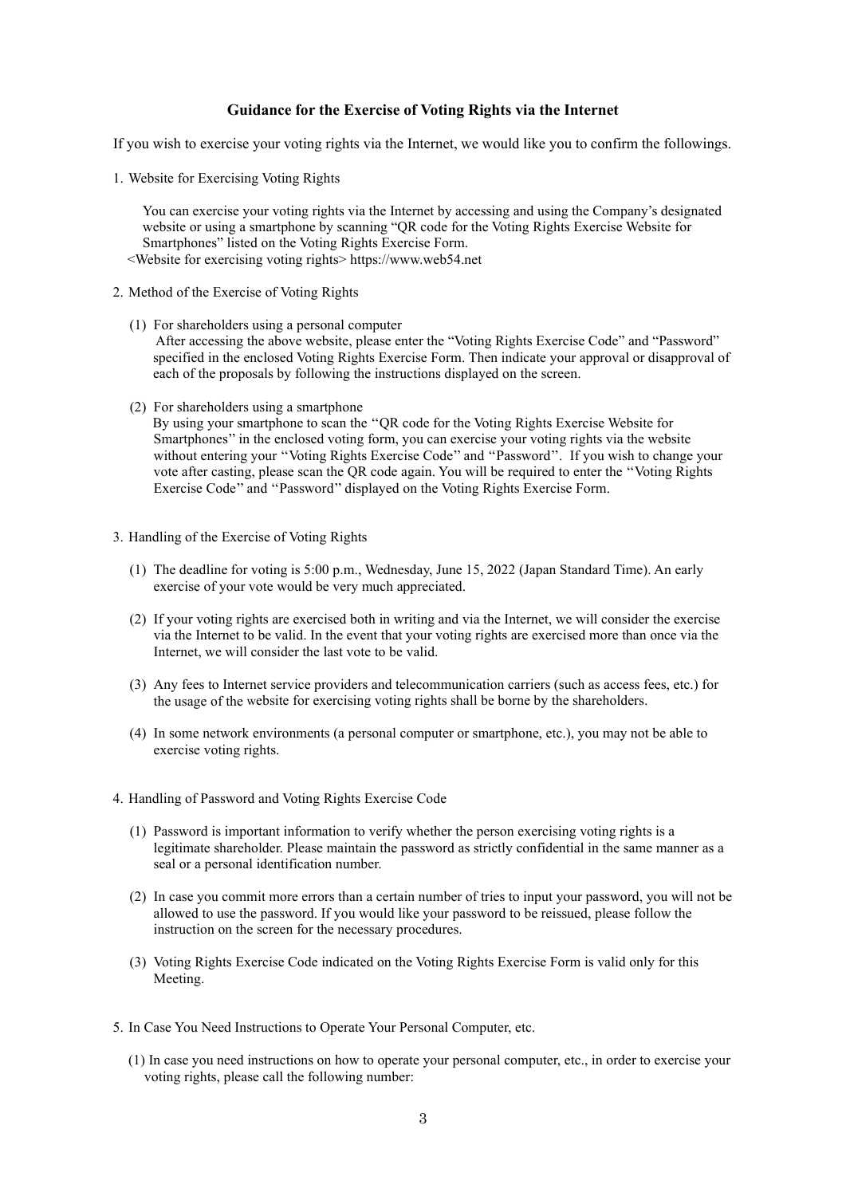## Guidance for the Exercise of Voting Rights via the Internet

If you wish to exercise your voting rights via the Internet, we would like you to confirm the followings.

1. Website for Exercising Voting Rights

   You can exercise your voting rights via the Internet by accessing and using the Company's designated website or using a smartphone by scanning "QR code for the Voting Rights Exercise Website for Smartphones" listed on the Voting Rights Exercise Form.
   <Website for exercising voting rights> https://www.web54.net

2. Method of the Exercise of Voting Rights

   (1) For shareholders using a personal computer
   After accessing the above website, please enter the "Voting Rights Exercise Code" and "Password" specified in the enclosed Voting Rights Exercise Form. Then indicate your approval or disapproval of each of the proposals by following the instructions displayed on the screen.

   (2) For shareholders using a smartphone
   By using your smartphone to scan the ''QR code for the Voting Rights Exercise Website for Smartphones'' in the enclosed voting form, you can exercise your voting rights via the website without entering your ''Voting Rights Exercise Code'' and ''Password''. If you wish to change your vote after casting, please scan the QR code again. You will be required to enter the ''Voting Rights Exercise Code'' and ''Password'' displayed on the Voting Rights Exercise Form.

3. Handling of the Exercise of Voting Rights

   (1) The deadline for voting is 5:00 p.m., Wednesday, June 15, 2022 (Japan Standard Time). An early exercise of your vote would be very much appreciated.

   (2) If your voting rights are exercised both in writing and via the Internet, we will consider the exercise via the Internet to be valid. In the event that your voting rights are exercised more than once via the Internet, we will consider the last vote to be valid.

   (3) Any fees to Internet service providers and telecommunication carriers (such as access fees, etc.) for the usage of the website for exercising voting rights shall be borne by the shareholders.

   (4) In some network environments (a personal computer or smartphone, etc.), you may not be able to exercise voting rights.

4. Handling of Password and Voting Rights Exercise Code

   (1) Password is important information to verify whether the person exercising voting rights is a legitimate shareholder. Please maintain the password as strictly confidential in the same manner as a seal or a personal identification number.

   (2) In case you commit more errors than a certain number of tries to input your password, you will not be allowed to use the password. If you would like your password to be reissued, please follow the instruction on the screen for the necessary procedures.

   (3) Voting Rights Exercise Code indicated on the Voting Rights Exercise Form is valid only for this Meeting.

5. In Case You Need Instructions to Operate Your Personal Computer, etc.

   (1) In case you need instructions on how to operate your personal computer, etc., in order to exercise your voting rights, please call the following number: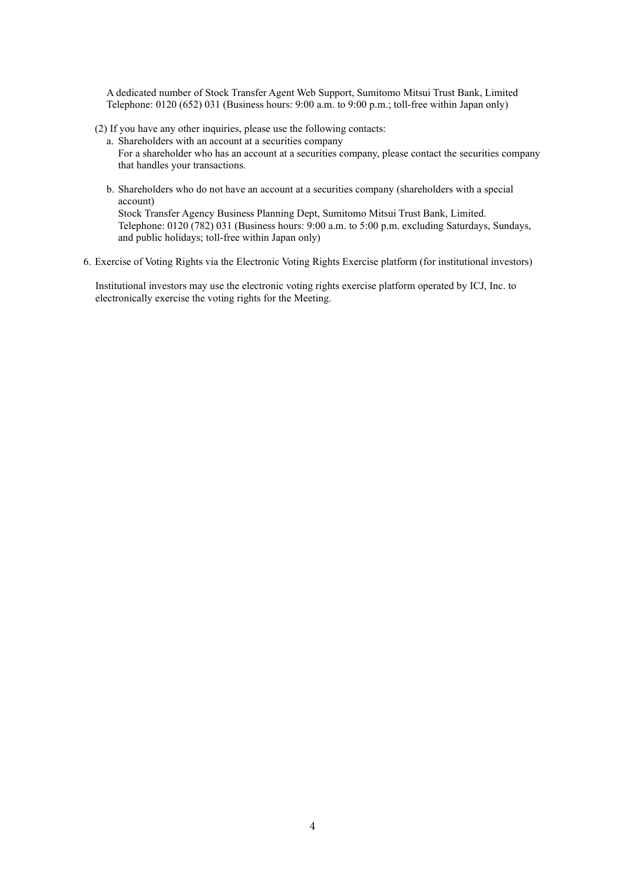A dedicated number of Stock Transfer Agent Web Support, Sumitomo Mitsui Trust Bank, Limited
Telephone: 0120 (652) 031 (Business hours: 9:00 a.m. to 9:00 p.m.; toll-free within Japan only)

(2) If you have any other inquiries, please use the following contacts:

a. Shareholders with an account at a securities company
   For a shareholder who has an account at a securities company, please contact the securities company that handles your transactions.

b. Shareholders who do not have an account at a securities company (shareholders with a special account)
   Stock Transfer Agency Business Planning Dept, Sumitomo Mitsui Trust Bank, Limited.
   Telephone: 0120 (782) 031 (Business hours: 9:00 a.m. to 5:00 p.m. excluding Saturdays, Sundays, and public holidays; toll-free within Japan only)

6. Exercise of Voting Rights via the Electronic Voting Rights Exercise platform (for institutional investors)

Institutional investors may use the electronic voting rights exercise platform operated by ICJ, Inc. to electronically exercise the voting rights for the Meeting.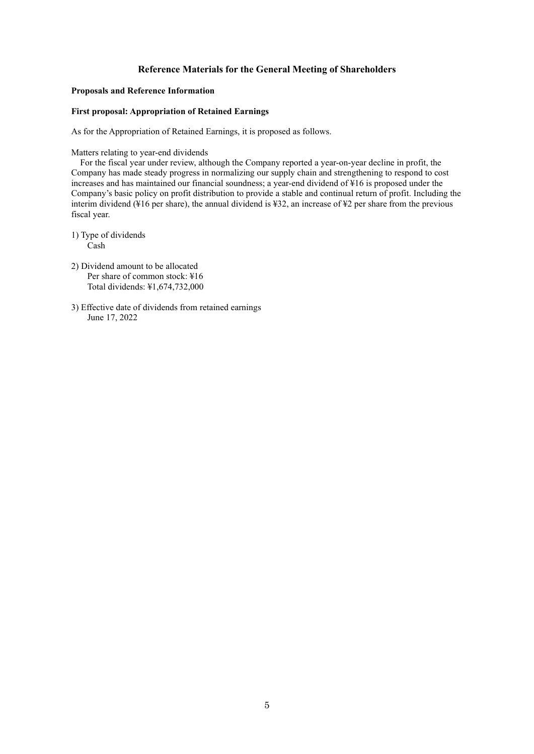# Reference Materials for the General Meeting of Shareholders

### Proposals and Reference Information

### First proposal: Appropriation of Retained Earnings

As for the Appropriation of Retained Earnings, it is proposed as follows.

Matters relating to year-end dividends

For the fiscal year under review, although the Company reported a year-on-year decline in profit, the Company has made steady progress in normalizing our supply chain and strengthening to respond to cost increases and has maintained our financial soundness; a year-end dividend of ¥16 is proposed under the Company's basic policy on profit distribution to provide a stable and continual return of profit. Including the interim dividend (¥16 per share), the annual dividend is ¥32, an increase of ¥2 per share from the previous fiscal year.

1) Type of dividends
   Cash

2) Dividend amount to be allocated
   Per share of common stock: ¥16
   Total dividends: ¥1,674,732,000

3) Effective date of dividends from retained earnings
   June 17, 2022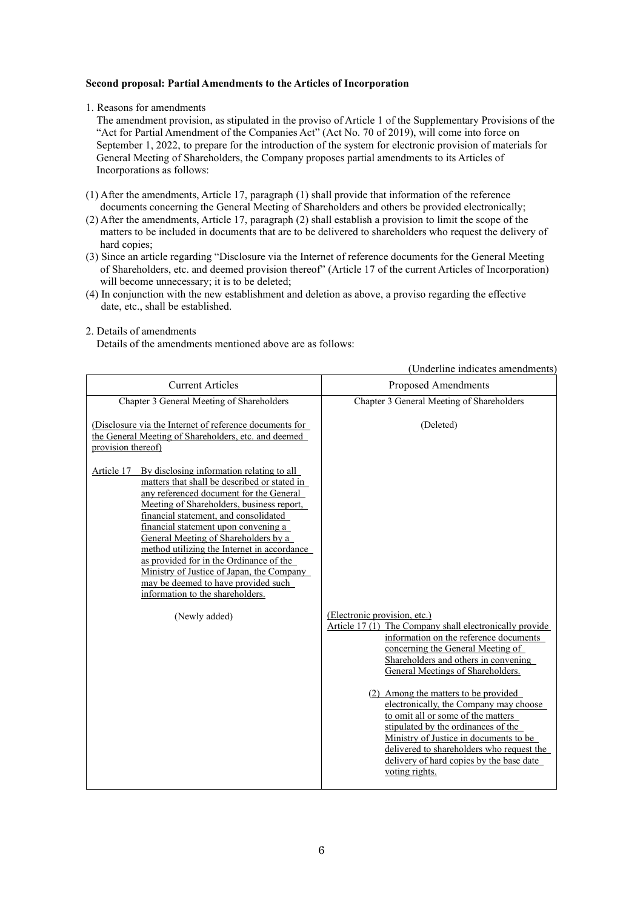**Second proposal: Partial Amendments to the Articles of Incorporation**

1. Reasons for amendments

The amendment provision, as stipulated in the proviso of Article 1 of the Supplementary Provisions of the "Act for Partial Amendment of the Companies Act" (Act No. 70 of 2019), will come into force on September 1, 2022, to prepare for the introduction of the system for electronic provision of materials for General Meeting of Shareholders, the Company proposes partial amendments to its Articles of Incorporations as follows:

(1) After the amendments, Article 17, paragraph (1) shall provide that information of the reference documents concerning the General Meeting of Shareholders and others be provided electronically;
(2) After the amendments, Article 17, paragraph (2) shall establish a provision to limit the scope of the matters to be included in documents that are to be delivered to shareholders who request the delivery of hard copies;
(3) Since an article regarding "Disclosure via the Internet of reference documents for the General Meeting of Shareholders, etc. and deemed provision thereof" (Article 17 of the current Articles of Incorporation) will become unnecessary; it is to be deleted;
(4) In conjunction with the new establishment and deletion as above, a proviso regarding the effective date, etc., shall be established.

2. Details of amendments

Details of the amendments mentioned above are as follows:

(Underline indicates amendments)

| Current Articles | Proposed Amendments |
|---|---|
| Chapter 3 General Meeting of Shareholders | Chapter 3 General Meeting of Shareholders |
| (Disclosure via the Internet of reference documents for the General Meeting of Shareholders, etc. and deemed provision thereof)<br><br>Article 17 By disclosing information relating to all matters that shall be described or stated in any referenced document for the General Meeting of Shareholders, business report, financial statement, and consolidated financial statement upon convening a General Meeting of Shareholders by a method utilizing the Internet in accordance as provided for in the Ordinance of the Ministry of Justice of Japan, the Company may be deemed to have provided such information to the shareholders. | (Deleted) |
| (Newly added) | (Electronic provision, etc.)<br>Article 17 (1) The Company shall electronically provide information on the reference documents concerning the General Meeting of Shareholders and others in convening General Meetings of Shareholders.<br><br>(2) Among the matters to be provided electronically, the Company may choose to omit all or some of the matters stipulated by the ordinances of the Ministry of Justice in documents to be delivered to shareholders who request the delivery of hard copies by the base date voting rights. |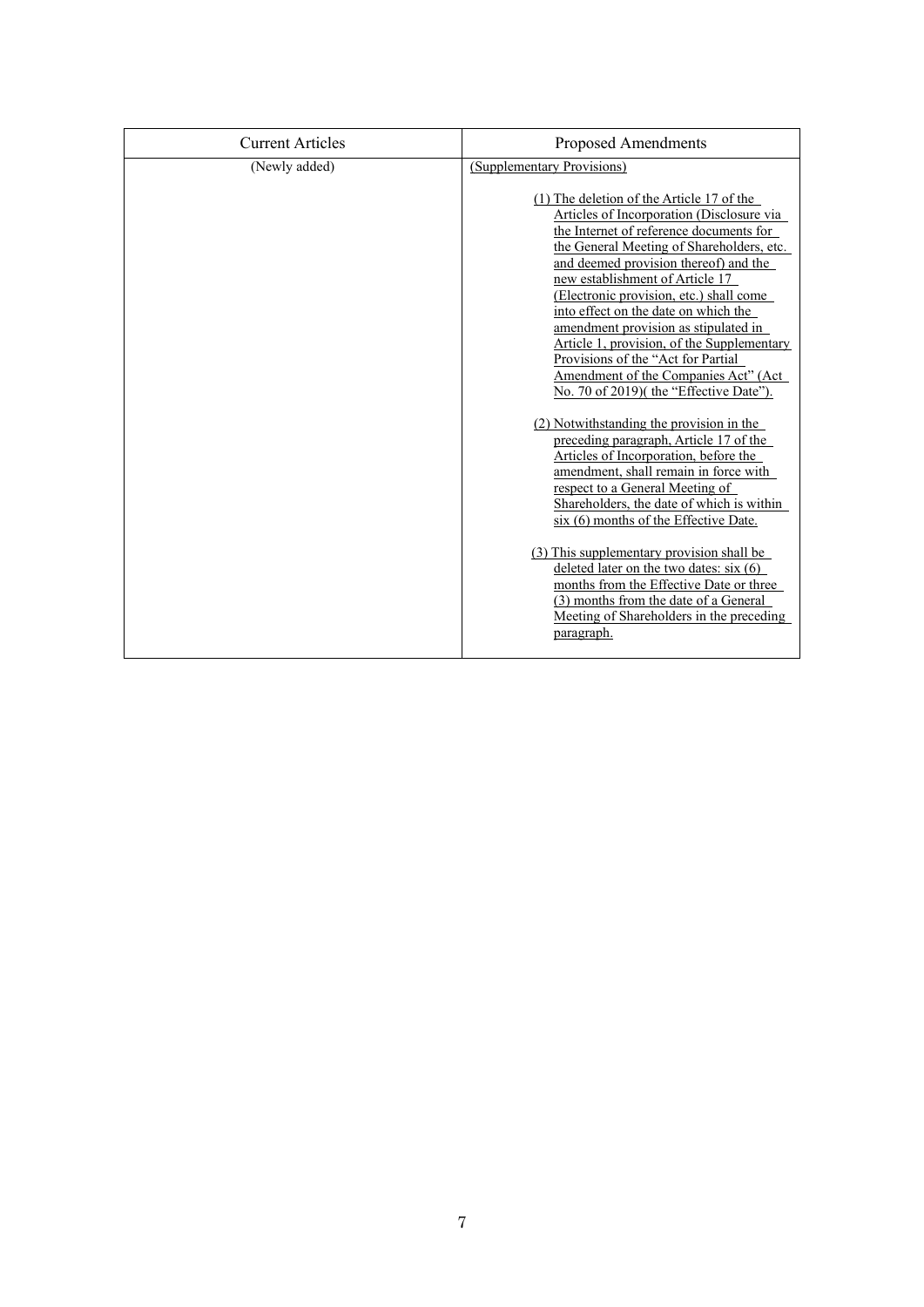| Current Articles | Proposed Amendments |
|---|---|
| (Newly added) | (Supplementary Provisions)<br><br>(1) The deletion of the Article 17 of the Articles of Incorporation (Disclosure via the Internet of reference documents for the General Meeting of Shareholders, etc. and deemed provision thereof) and the new establishment of Article 17 (Electronic provision, etc.) shall come into effect on the date on which the amendment provision as stipulated in Article 1, provision, of the Supplementary Provisions of the "Act for Partial Amendment of the Companies Act" (Act No. 70 of 2019)( the "Effective Date").<br><br>(2) Notwithstanding the provision in the preceding paragraph, Article 17 of the Articles of Incorporation, before the amendment, shall remain in force with respect to a General Meeting of Shareholders, the date of which is within six (6) months of the Effective Date.<br><br>(3) This supplementary provision shall be deleted later on the two dates: six (6) months from the Effective Date or three (3) months from the date of a General Meeting of Shareholders in the preceding paragraph. |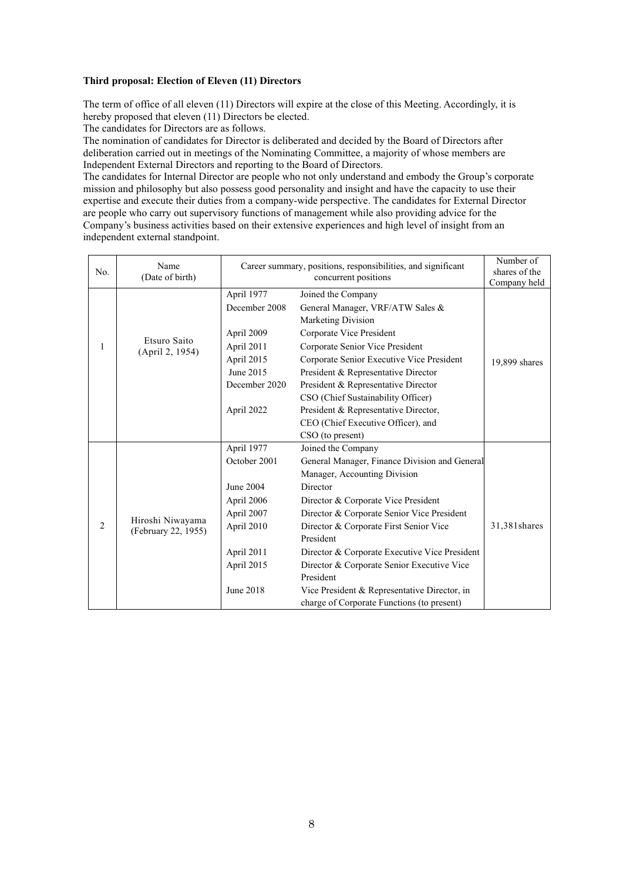**Third proposal: Election of Eleven (11) Directors**

The term of office of all eleven (11) Directors will expire at the close of this Meeting. Accordingly, it is hereby proposed that eleven (11) Directors be elected.

The candidates for Directors are as follows.

The nomination of candidates for Director is deliberated and decided by the Board of Directors after deliberation carried out in meetings of the Nominating Committee, a majority of whose members are Independent External Directors and reporting to the Board of Directors.

The candidates for Internal Director are people who not only understand and embody the Group's corporate mission and philosophy but also possess good personality and insight and have the capacity to use their expertise and execute their duties from a company-wide perspective. The candidates for External Director are people who carry out supervisory functions of management while also providing advice for the Company's business activities based on their extensive experiences and high level of insight from an independent external standpoint.

| No. | Name (Date of birth) | Career summary, positions, responsibilities, and significant concurrent positions | | Number of shares of the Company held |
|---|---|---|---|---|
| 1 | Etsuro Saito (April 2, 1954) | April 1977 | Joined the Company | 19,899 shares |
| | | December 2008 | General Manager, VRF/ATW Sales & Marketing Division | |
| | | April 2009 | Corporate Vice President | |
| | | April 2011 | Corporate Senior Vice President | |
| | | April 2015 | Corporate Senior Executive Vice President | |
| | | June 2015 | President & Representative Director | |
| | | December 2020 | President & Representative Director CSO (Chief Sustainability Officer) | |
| | | April 2022 | President & Representative Director, CEO (Chief Executive Officer), and CSO (to present) | |
| 2 | Hiroshi Niwayama (February 22, 1955) | April 1977 | Joined the Company | 31,381shares |
| | | October 2001 | General Manager, Finance Division and General Manager, Accounting Division | |
| | | June 2004 | Director | |
| | | April 2006 | Director & Corporate Vice President | |
| | | April 2007 | Director & Corporate Senior Vice President | |
| | | April 2010 | Director & Corporate First Senior Vice President | |
| | | April 2011 | Director & Corporate Executive Vice President | |
| | | April 2015 | Director & Corporate Senior Executive Vice President | |
| | | June 2018 | Vice President & Representative Director, in charge of Corporate Functions (to present) | |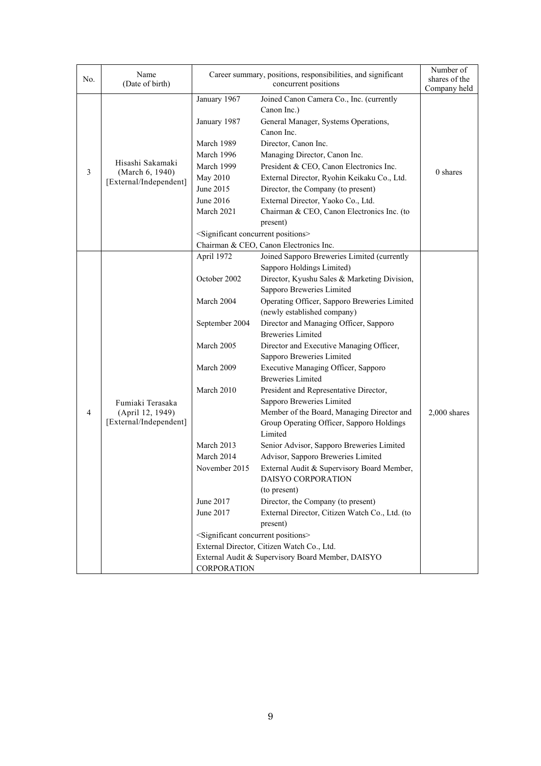| No. | Name (Date of birth) | Career summary, positions, responsibilities, and significant concurrent positions | Number of shares of the Company held |
|---|---|---|---|
| 3 | Hisashi Sakamaki (March 6, 1940) [External/Independent] | January 1967 Joined Canon Camera Co., Inc. (currently Canon Inc.)<br>January 1987 General Manager, Systems Operations, Canon Inc.<br>March 1989 Director, Canon Inc.<br>March 1996 Managing Director, Canon Inc.<br>March 1999 President & CEO, Canon Electronics Inc.<br>May 2010 External Director, Ryohin Keikaku Co., Ltd.<br>June 2015 Director, the Company (to present)<br>June 2016 External Director, Yaoko Co., Ltd.<br>March 2021 Chairman & CEO, Canon Electronics Inc. (to present)<br><Significant concurrent positions><br>Chairman & CEO, Canon Electronics Inc. | 0 shares |
| 4 | Fumiaki Terasaka (April 12, 1949) [External/Independent] | April 1972 Joined Sapporo Breweries Limited (currently Sapporo Holdings Limited)<br>October 2002 Director, Kyushu Sales & Marketing Division, Sapporo Breweries Limited<br>March 2004 Operating Officer, Sapporo Breweries Limited (newly established company)<br>September 2004 Director and Managing Officer, Sapporo Breweries Limited<br>March 2005 Director and Executive Managing Officer, Sapporo Breweries Limited<br>March 2009 Executive Managing Officer, Sapporo Breweries Limited<br>March 2010 President and Representative Director, Sapporo Breweries Limited<br>Member of the Board, Managing Director and Group Operating Officer, Sapporo Holdings Limited<br>March 2013 Senior Advisor, Sapporo Breweries Limited<br>March 2014 Advisor, Sapporo Breweries Limited<br>November 2015 External Audit & Supervisory Board Member, DAISYO CORPORATION (to present)<br>June 2017 Director, the Company (to present)<br>June 2017 External Director, Citizen Watch Co., Ltd. (to present)<br><Significant concurrent positions><br>External Director, Citizen Watch Co., Ltd.<br>External Audit & Supervisory Board Member, DAISYO CORPORATION | 2,000 shares |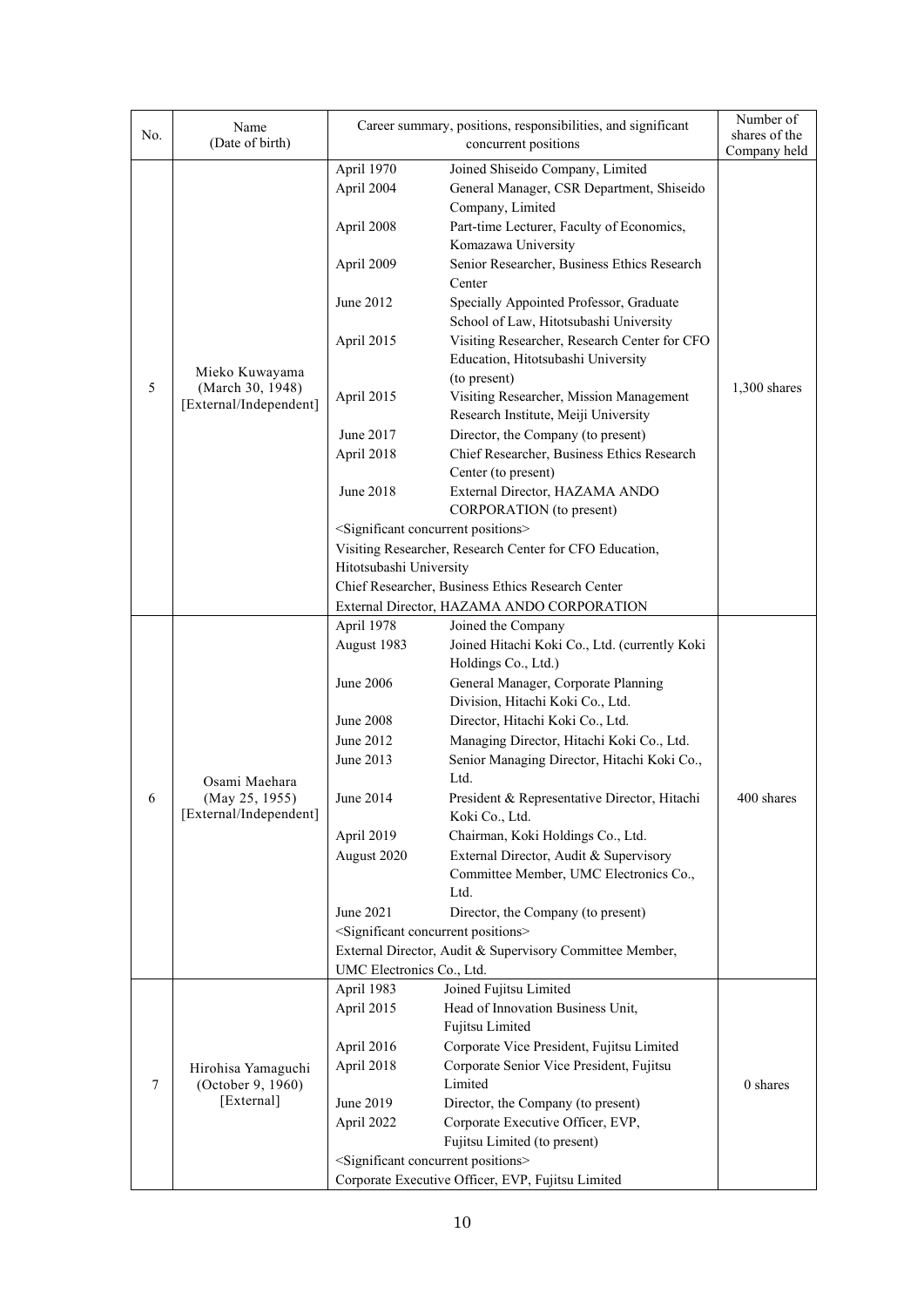| No. | Name (Date of birth) | Career summary, positions, responsibilities, and significant concurrent positions | Number of shares of the Company held |
|---|---|---|---|
| 5 | Mieko Kuwayama (March 30, 1948) [External/Independent] | April 1970 Joined Shiseido Company, Limited<br>April 2004 General Manager, CSR Department, Shiseido Company, Limited<br>April 2008 Part-time Lecturer, Faculty of Economics, Komazawa University<br>April 2009 Senior Researcher, Business Ethics Research Center<br>June 2012 Specially Appointed Professor, Graduate School of Law, Hitotsubashi University<br>April 2015 Visiting Researcher, Research Center for CFO Education, Hitotsubashi University (to present)<br>April 2015 Visiting Researcher, Mission Management Research Institute, Meiji University<br>June 2017 Director, the Company (to present)<br>April 2018 Chief Researcher, Business Ethics Research Center (to present)<br>June 2018 External Director, HAZAMA ANDO CORPORATION (to present)<br><Significant concurrent positions><br>Visiting Researcher, Research Center for CFO Education, Hitotsubashi University<br>Chief Researcher, Business Ethics Research Center<br>External Director, HAZAMA ANDO CORPORATION | 1,300 shares |
| 6 | Osami Maehara (May 25, 1955) [External/Independent] | April 1978 Joined the Company<br>August 1983 Joined Hitachi Koki Co., Ltd. (currently Koki Holdings Co., Ltd.)<br>June 2006 General Manager, Corporate Planning Division, Hitachi Koki Co., Ltd.<br>June 2008 Director, Hitachi Koki Co., Ltd.<br>June 2012 Managing Director, Hitachi Koki Co., Ltd.<br>June 2013 Senior Managing Director, Hitachi Koki Co., Ltd.<br>June 2014 President & Representative Director, Hitachi Koki Co., Ltd.<br>April 2019 Chairman, Koki Holdings Co., Ltd.<br>August 2020 External Director, Audit & Supervisory Committee Member, UMC Electronics Co., Ltd.<br>June 2021 Director, the Company (to present)<br><Significant concurrent positions><br>External Director, Audit & Supervisory Committee Member, UMC Electronics Co., Ltd. | 400 shares |
| 7 | Hirohisa Yamaguchi (October 9, 1960) [External] | April 1983 Joined Fujitsu Limited<br>April 2015 Head of Innovation Business Unit, Fujitsu Limited<br>April 2016 Corporate Vice President, Fujitsu Limited<br>April 2018 Corporate Senior Vice President, Fujitsu Limited<br>June 2019 Director, the Company (to present)<br>April 2022 Corporate Executive Officer, EVP, Fujitsu Limited (to present)<br><Significant concurrent positions><br>Corporate Executive Officer, EVP, Fujitsu Limited | 0 shares |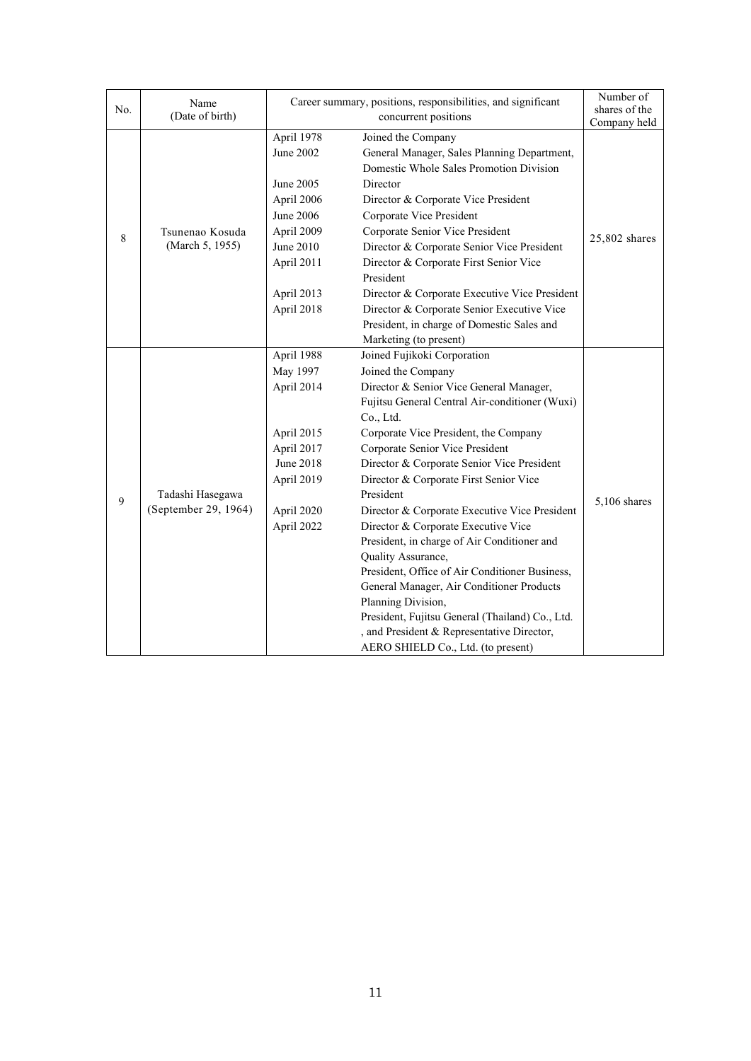| No. | Name (Date of birth) | Career summary, positions, responsibilities, and significant concurrent positions | | Number of shares of the Company held |
|---|---|---|---|---|
| 8 | Tsunenao Kosuda (March 5, 1955) | April 1978<br>June 2002<br><br>June 2005<br>April 2006<br>June 2006<br>April 2009<br>June 2010<br>April 2011<br><br>April 2013<br>April 2018 | Joined the Company<br>General Manager, Sales Planning Department, Domestic Whole Sales Promotion Division<br>Director<br>Director & Corporate Vice President<br>Corporate Vice President<br>Corporate Senior Vice President<br>Director & Corporate Senior Vice President<br>Director & Corporate First Senior Vice President<br>Director & Corporate Executive Vice President<br>Director & Corporate Senior Executive Vice President, in charge of Domestic Sales and Marketing (to present) | 25,802 shares |
| 9 | Tadashi Hasegawa (September 29, 1964) | April 1988<br>May 1997<br>April 2014<br><br><br>April 2015<br>April 2017<br>June 2018<br>April 2019<br><br>April 2020<br>April 2022 | Joined Fujikoki Corporation<br>Joined the Company<br>Director & Senior Vice General Manager, Fujitsu General Central Air-conditioner (Wuxi) Co., Ltd.<br>Corporate Vice President, the Company<br>Corporate Senior Vice President<br>Director & Corporate Senior Vice President<br>Director & Corporate First Senior Vice President<br>Director & Corporate Executive Vice President<br>Director & Corporate Executive Vice President, in charge of Air Conditioner and Quality Assurance,<br>President, Office of Air Conditioner Business,<br>General Manager, Air Conditioner Products Planning Division,<br>President, Fujitsu General (Thailand) Co., Ltd. , and President & Representative Director, AERO SHIELD Co., Ltd. (to present) | 5,106 shares |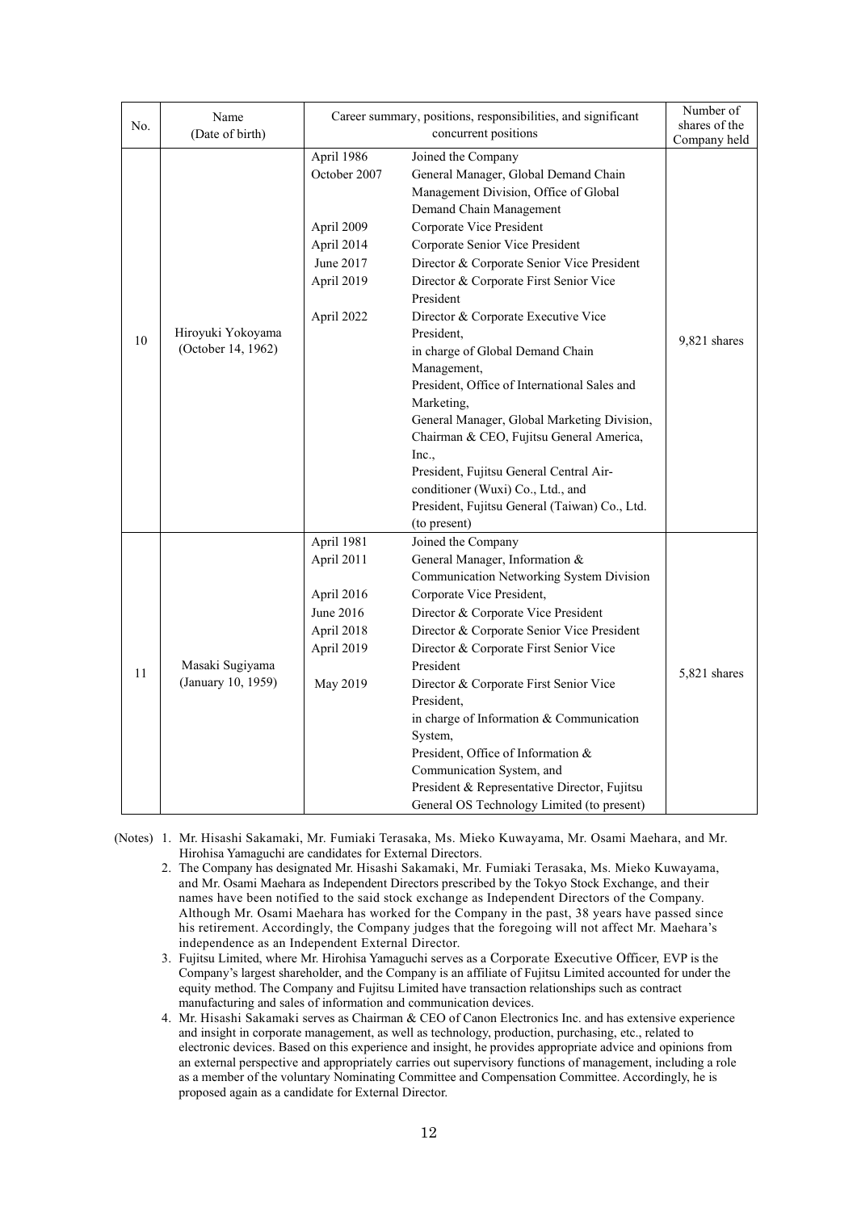| No. | Name (Date of birth) | Career summary, positions, responsibilities, and significant concurrent positions | | Number of shares of the Company held |
|---|---|---|---|---|
| 10 | Hiroyuki Yokoyama (October 14, 1962) | April 1986<br>October 2007<br><br><br>April 2009<br>April 2014<br>June 2017<br>April 2019<br><br>April 2022 | Joined the Company<br>General Manager, Global Demand Chain Management Division, Office of Global Demand Chain Management<br>Corporate Vice President<br>Corporate Senior Vice President<br>Director & Corporate Senior Vice President<br>Director & Corporate First Senior Vice President<br>Director & Corporate Executive Vice President,<br>in charge of Global Demand Chain Management,<br>President, Office of International Sales and Marketing,<br>General Manager, Global Marketing Division,<br>Chairman & CEO, Fujitsu General America, Inc.,<br>President, Fujitsu General Central Air-conditioner (Wuxi) Co., Ltd., and<br>President, Fujitsu General (Taiwan) Co., Ltd.<br>(to present) | 9,821 shares |
| 11 | Masaki Sugiyama (January 10, 1959) | April 1981<br>April 2011<br><br>April 2016<br>June 2016<br>April 2018<br>April 2019<br><br>May 2019 | Joined the Company<br>General Manager, Information & Communication Networking System Division<br>Corporate Vice President,<br>Director & Corporate Vice President<br>Director & Corporate Senior Vice President<br>Director & Corporate First Senior Vice President<br>Director & Corporate First Senior Vice President,<br>in charge of Information & Communication System,<br>President, Office of Information & Communication System, and<br>President & Representative Director, Fujitsu General OS Technology Limited (to present) | 5,821 shares |

(Notes)
1. Mr. Hisashi Sakamaki, Mr. Fumiaki Terasaka, Ms. Mieko Kuwayama, Mr. Osami Maehara, and Mr. Hirohisa Yamaguchi are candidates for External Directors.
2. The Company has designated Mr. Hisashi Sakamaki, Mr. Fumiaki Terasaka, Ms. Mieko Kuwayama, and Mr. Osami Maehara as Independent Directors prescribed by the Tokyo Stock Exchange, and their names have been notified to the said stock exchange as Independent Directors of the Company. Although Mr. Osami Maehara has worked for the Company in the past, 38 years have passed since his retirement. Accordingly, the Company judges that the foregoing will not affect Mr. Maehara's independence as an Independent External Director.
3. Fujitsu Limited, where Mr. Hirohisa Yamaguchi serves as a Corporate Executive Officer, EVP is the Company's largest shareholder, and the Company is an affiliate of Fujitsu Limited accounted for under the equity method. The Company and Fujitsu Limited have transaction relationships such as contract manufacturing and sales of information and communication devices.
4. Mr. Hisashi Sakamaki serves as Chairman & CEO of Canon Electronics Inc. and has extensive experience and insight in corporate management, as well as technology, production, purchasing, etc., related to electronic devices. Based on this experience and insight, he provides appropriate advice and opinions from an external perspective and appropriately carries out supervisory functions of management, including a role as a member of the voluntary Nominating Committee and Compensation Committee. Accordingly, he is proposed again as a candidate for External Director.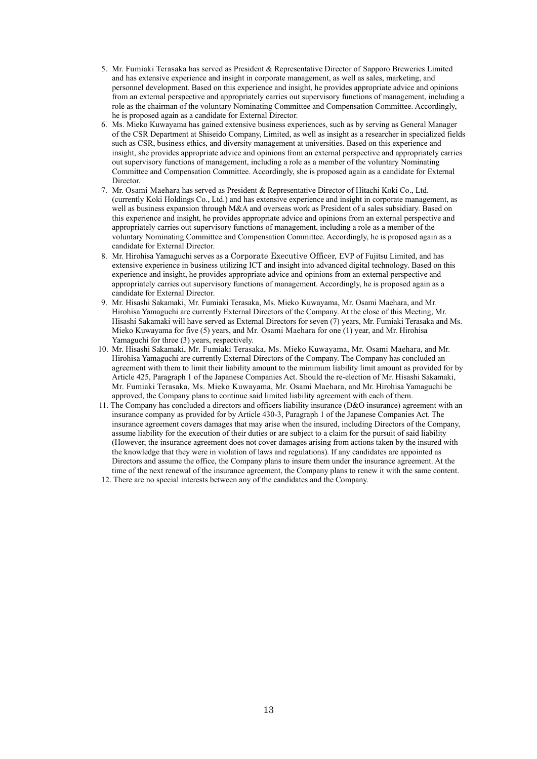5. Mr. Fumiaki Terasaka has served as President & Representative Director of Sapporo Breweries Limited and has extensive experience and insight in corporate management, as well as sales, marketing, and personnel development. Based on this experience and insight, he provides appropriate advice and opinions from an external perspective and appropriately carries out supervisory functions of management, including a role as the chairman of the voluntary Nominating Committee and Compensation Committee. Accordingly, he is proposed again as a candidate for External Director.
6. Ms. Mieko Kuwayama has gained extensive business experiences, such as by serving as General Manager of the CSR Department at Shiseido Company, Limited, as well as insight as a researcher in specialized fields such as CSR, business ethics, and diversity management at universities. Based on this experience and insight, she provides appropriate advice and opinions from an external perspective and appropriately carries out supervisory functions of management, including a role as a member of the voluntary Nominating Committee and Compensation Committee. Accordingly, she is proposed again as a candidate for External Director.
7. Mr. Osami Maehara has served as President & Representative Director of Hitachi Koki Co., Ltd. (currently Koki Holdings Co., Ltd.) and has extensive experience and insight in corporate management, as well as business expansion through M&A and overseas work as President of a sales subsidiary. Based on this experience and insight, he provides appropriate advice and opinions from an external perspective and appropriately carries out supervisory functions of management, including a role as a member of the voluntary Nominating Committee and Compensation Committee. Accordingly, he is proposed again as a candidate for External Director.
8. Mr. Hirohisa Yamaguchi serves as a Corporate Executive Officer, EVP of Fujitsu Limited, and has extensive experience in business utilizing ICT and insight into advanced digital technology. Based on this experience and insight, he provides appropriate advice and opinions from an external perspective and appropriately carries out supervisory functions of management. Accordingly, he is proposed again as a candidate for External Director.
9. Mr. Hisashi Sakamaki, Mr. Fumiaki Terasaka, Ms. Mieko Kuwayama, Mr. Osami Maehara, and Mr. Hirohisa Yamaguchi are currently External Directors of the Company. At the close of this Meeting, Mr. Hisashi Sakamaki will have served as External Directors for seven (7) years, Mr. Fumiaki Terasaka and Ms. Mieko Kuwayama for five (5) years, and Mr. Osami Maehara for one (1) year, and Mr. Hirohisa Yamaguchi for three (3) years, respectively.
10. Mr. Hisashi Sakamaki, Mr. Fumiaki Terasaka, Ms. Mieko Kuwayama, Mr. Osami Maehara, and Mr. Hirohisa Yamaguchi are currently External Directors of the Company. The Company has concluded an agreement with them to limit their liability amount to the minimum liability limit amount as provided for by Article 425, Paragraph 1 of the Japanese Companies Act. Should the re-election of Mr. Hisashi Sakamaki, Mr. Fumiaki Terasaka, Ms. Mieko Kuwayama, Mr. Osami Maehara, and Mr. Hirohisa Yamaguchi be approved, the Company plans to continue said limited liability agreement with each of them.
11. The Company has concluded a directors and officers liability insurance (D&O insurance) agreement with an insurance company as provided for by Article 430-3, Paragraph 1 of the Japanese Companies Act. The insurance agreement covers damages that may arise when the insured, including Directors of the Company, assume liability for the execution of their duties or are subject to a claim for the pursuit of said liability (However, the insurance agreement does not cover damages arising from actions taken by the insured with the knowledge that they were in violation of laws and regulations). If any candidates are appointed as Directors and assume the office, the Company plans to insure them under the insurance agreement. At the time of the next renewal of the insurance agreement, the Company plans to renew it with the same content.
12. There are no special interests between any of the candidates and the Company.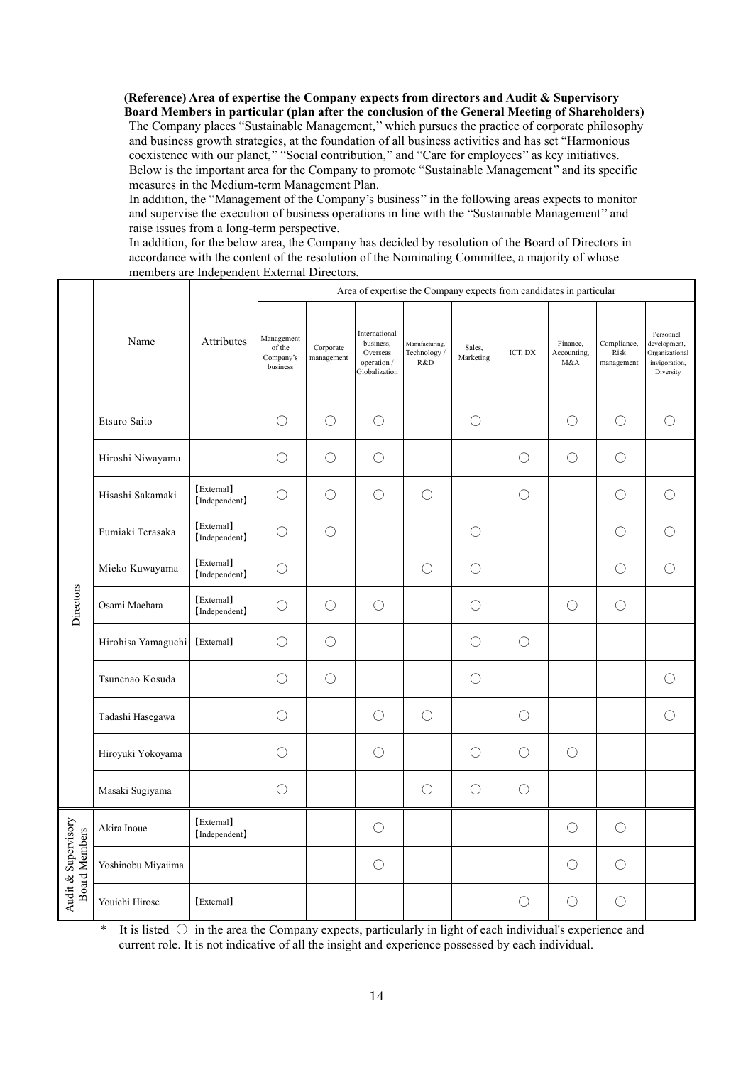**(Reference) Area of expertise the Company expects from directors and Audit & Supervisory Board Members in particular (plan after the conclusion of the General Meeting of Shareholders)**

The Company places "Sustainable Management," which pursues the practice of corporate philosophy and business growth strategies, at the foundation of all business activities and has set "Harmonious coexistence with our planet," "Social contribution," and "Care for employees" as key initiatives. Below is the important area for the Company to promote "Sustainable Management" and its specific measures in the Medium-term Management Plan.

In addition, the "Management of the Company's business" in the following areas expects to monitor and supervise the execution of business operations in line with the "Sustainable Management" and raise issues from a long-term perspective.

In addition, for the below area, the Company has decided by resolution of the Board of Directors in accordance with the content of the resolution of the Nominating Committee, a majority of whose members are Independent External Directors.

| | Name | Attributes | Area of expertise the Company expects from candidates in particular | | | | | | | | |
|---|---|---|---|---|---|---|---|---|---|---|---|
| | | | Management of the Company's business | Corporate management | International business, Overseas operation / Globalization | Manufacturing, Technology / R&D | Sales, Marketing | ICT, DX | Finance, Accounting, M&A | Compliance, Risk management | Personnel development, Organizational invigoration, Diversity |
| Directors | Etsuro Saito | | ○ | ○ | ○ | | ○ | | ○ | ○ | ○ |
| | Hiroshi Niwayama | | ○ | ○ | ○ | | | ○ | ○ | ○ | |
| | Hisashi Sakamaki | 【External】【Independent】 | ○ | ○ | ○ | ○ | | ○ | | ○ | ○ |
| | Fumiaki Terasaka | 【External】【Independent】 | ○ | ○ | | | ○ | | | ○ | ○ |
| | Mieko Kuwayama | 【External】【Independent】 | ○ | | | ○ | ○ | | | ○ | ○ |
| | Osami Maehara | 【External】【Independent】 | ○ | ○ | ○ | | ○ | | ○ | ○ | |
| | Hirohisa Yamaguchi | 【External】 | ○ | ○ | | | ○ | ○ | | | |
| | Tsunenao Kosuda | | ○ | ○ | | | ○ | | | | ○ |
| | Tadashi Hasegawa | | ○ | | ○ | ○ | | ○ | | | ○ |
| | Hiroyuki Yokoyama | | ○ | | ○ | | ○ | ○ | ○ | | |
| | Masaki Sugiyama | | ○ | | | ○ | ○ | ○ | | | |
| Audit & Supervisory Board Members | Akira Inoue | 【External】【Independent】 | | | ○ | | | | ○ | ○ | |
| | Yoshinobu Miyajima | | | | ○ | | | | ○ | ○ | |
| | Youichi Hirose | 【External】 | | | | | | ○ | ○ | ○ | |

\* It is listed ○ in the area the Company expects, particularly in light of each individual's experience and current role. It is not indicative of all the insight and experience possessed by each individual.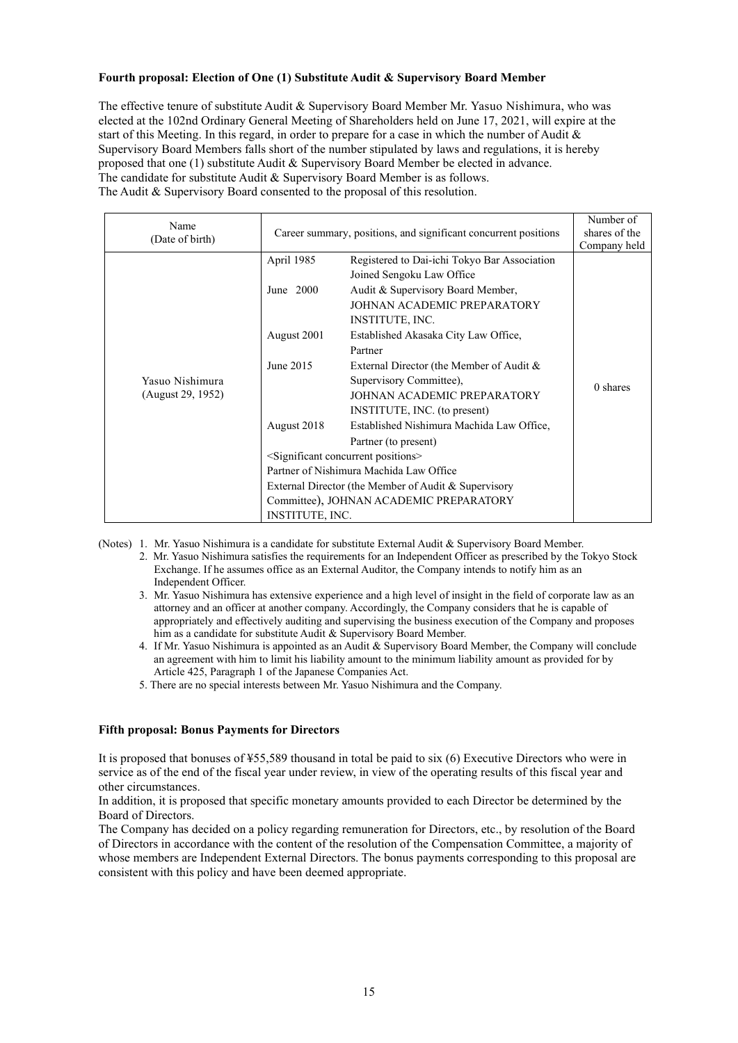**Fourth proposal: Election of One (1) Substitute Audit & Supervisory Board Member**

The effective tenure of substitute Audit & Supervisory Board Member Mr. Yasuo Nishimura, who was elected at the 102nd Ordinary General Meeting of Shareholders held on June 17, 2021, will expire at the start of this Meeting. In this regard, in order to prepare for a case in which the number of Audit & Supervisory Board Members falls short of the number stipulated by laws and regulations, it is hereby proposed that one (1) substitute Audit & Supervisory Board Member be elected in advance.
The candidate for substitute Audit & Supervisory Board Member is as follows.
The Audit & Supervisory Board consented to the proposal of this resolution.

| Name (Date of birth) | Career summary, positions, and significant concurrent positions | | Number of shares of the Company held |
|---|---|---|---|
| Yasuo Nishimura (August 29, 1952) | April 1985 | Registered to Dai-ichi Tokyo Bar Association<br>Joined Sengoku Law Office | 0 shares |
| | June 2000 | Audit & Supervisory Board Member, JOHNAN ACADEMIC PREPARATORY INSTITUTE, INC. | |
| | August 2001 | Established Akasaka City Law Office, Partner | |
| | June 2015 | External Director (the Member of Audit & Supervisory Committee), JOHNAN ACADEMIC PREPARATORY INSTITUTE, INC. (to present) | |
| | August 2018 | Established Nishimura Machida Law Office, Partner (to present) | |
| | <Significant concurrent positions><br>Partner of Nishimura Machida Law Office<br>External Director (the Member of Audit & Supervisory Committee), JOHNAN ACADEMIC PREPARATORY INSTITUTE, INC. | | |

(Notes) 1. Mr. Yasuo Nishimura is a candidate for substitute External Audit & Supervisory Board Member.
2. Mr. Yasuo Nishimura satisfies the requirements for an Independent Officer as prescribed by the Tokyo Stock Exchange. If he assumes office as an External Auditor, the Company intends to notify him as an Independent Officer.
3. Mr. Yasuo Nishimura has extensive experience and a high level of insight in the field of corporate law as an attorney and an officer at another company. Accordingly, the Company considers that he is capable of appropriately and effectively auditing and supervising the business execution of the Company and proposes him as a candidate for substitute Audit & Supervisory Board Member.
4. If Mr. Yasuo Nishimura is appointed as an Audit & Supervisory Board Member, the Company will conclude an agreement with him to limit his liability amount to the minimum liability amount as provided for by Article 425, Paragraph 1 of the Japanese Companies Act.
5. There are no special interests between Mr. Yasuo Nishimura and the Company.

**Fifth proposal: Bonus Payments for Directors**

It is proposed that bonuses of ¥55,589 thousand in total be paid to six (6) Executive Directors who were in service as of the end of the fiscal year under review, in view of the operating results of this fiscal year and other circumstances.
In addition, it is proposed that specific monetary amounts provided to each Director be determined by the Board of Directors.
The Company has decided on a policy regarding remuneration for Directors, etc., by resolution of the Board of Directors in accordance with the content of the resolution of the Compensation Committee, a majority of whose members are Independent External Directors. The bonus payments corresponding to this proposal are consistent with this policy and have been deemed appropriate.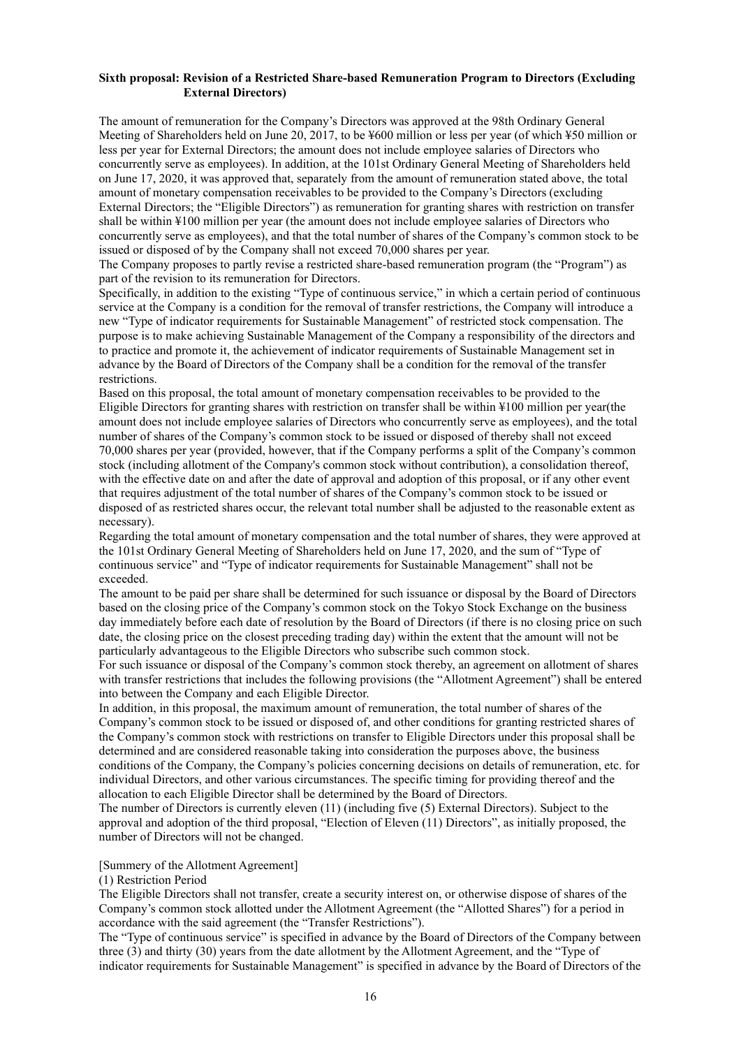**Sixth proposal: Revision of a Restricted Share-based Remuneration Program to Directors (Excluding External Directors)**

The amount of remuneration for the Company's Directors was approved at the 98th Ordinary General Meeting of Shareholders held on June 20, 2017, to be ¥600 million or less per year (of which ¥50 million or less per year for External Directors; the amount does not include employee salaries of Directors who concurrently serve as employees). In addition, at the 101st Ordinary General Meeting of Shareholders held on June 17, 2020, it was approved that, separately from the amount of remuneration stated above, the total amount of monetary compensation receivables to be provided to the Company's Directors (excluding External Directors; the "Eligible Directors") as remuneration for granting shares with restriction on transfer shall be within ¥100 million per year (the amount does not include employee salaries of Directors who concurrently serve as employees), and that the total number of shares of the Company's common stock to be issued or disposed of by the Company shall not exceed 70,000 shares per year.

The Company proposes to partly revise a restricted share-based remuneration program (the "Program") as part of the revision to its remuneration for Directors.

Specifically, in addition to the existing "Type of continuous service," in which a certain period of continuous service at the Company is a condition for the removal of transfer restrictions, the Company will introduce a new "Type of indicator requirements for Sustainable Management" of restricted stock compensation. The purpose is to make achieving Sustainable Management of the Company a responsibility of the directors and to practice and promote it, the achievement of indicator requirements of Sustainable Management set in advance by the Board of Directors of the Company shall be a condition for the removal of the transfer restrictions.

Based on this proposal, the total amount of monetary compensation receivables to be provided to the Eligible Directors for granting shares with restriction on transfer shall be within ¥100 million per year(the amount does not include employee salaries of Directors who concurrently serve as employees), and the total number of shares of the Company's common stock to be issued or disposed of thereby shall not exceed 70,000 shares per year (provided, however, that if the Company performs a split of the Company's common stock (including allotment of the Company's common stock without contribution), a consolidation thereof, with the effective date on and after the date of approval and adoption of this proposal, or if any other event that requires adjustment of the total number of shares of the Company's common stock to be issued or disposed of as restricted shares occur, the relevant total number shall be adjusted to the reasonable extent as necessary).

Regarding the total amount of monetary compensation and the total number of shares, they were approved at the 101st Ordinary General Meeting of Shareholders held on June 17, 2020, and the sum of "Type of continuous service" and "Type of indicator requirements for Sustainable Management" shall not be exceeded.

The amount to be paid per share shall be determined for such issuance or disposal by the Board of Directors based on the closing price of the Company's common stock on the Tokyo Stock Exchange on the business day immediately before each date of resolution by the Board of Directors (if there is no closing price on such date, the closing price on the closest preceding trading day) within the extent that the amount will not be particularly advantageous to the Eligible Directors who subscribe such common stock.

For such issuance or disposal of the Company's common stock thereby, an agreement on allotment of shares with transfer restrictions that includes the following provisions (the "Allotment Agreement") shall be entered into between the Company and each Eligible Director.

In addition, in this proposal, the maximum amount of remuneration, the total number of shares of the Company's common stock to be issued or disposed of, and other conditions for granting restricted shares of the Company's common stock with restrictions on transfer to Eligible Directors under this proposal shall be determined and are considered reasonable taking into consideration the purposes above, the business conditions of the Company, the Company's policies concerning decisions on details of remuneration, etc. for individual Directors, and other various circumstances. The specific timing for providing thereof and the allocation to each Eligible Director shall be determined by the Board of Directors.

The number of Directors is currently eleven (11) (including five (5) External Directors). Subject to the approval and adoption of the third proposal, "Election of Eleven (11) Directors", as initially proposed, the number of Directors will not be changed.

[Summery of the Allotment Agreement]

(1) Restriction Period

The Eligible Directors shall not transfer, create a security interest on, or otherwise dispose of shares of the Company's common stock allotted under the Allotment Agreement (the "Allotted Shares") for a period in accordance with the said agreement (the "Transfer Restrictions").

The "Type of continuous service" is specified in advance by the Board of Directors of the Company between three (3) and thirty (30) years from the date allotment by the Allotment Agreement, and the "Type of indicator requirements for Sustainable Management" is specified in advance by the Board of Directors of the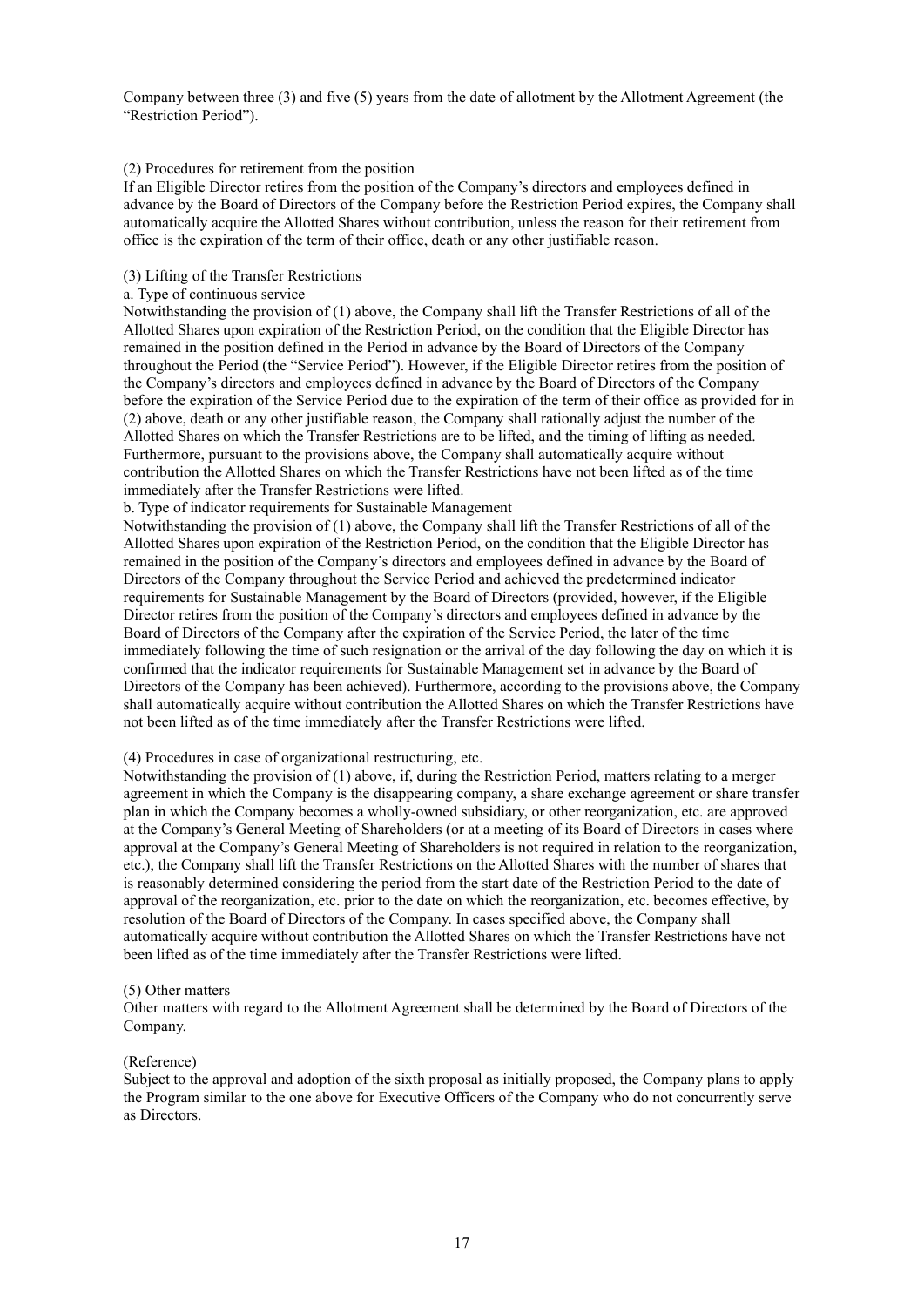Company between three (3) and five (5) years from the date of allotment by the Allotment Agreement (the "Restriction Period").

(2) Procedures for retirement from the position

If an Eligible Director retires from the position of the Company's directors and employees defined in advance by the Board of Directors of the Company before the Restriction Period expires, the Company shall automatically acquire the Allotted Shares without contribution, unless the reason for their retirement from office is the expiration of the term of their office, death or any other justifiable reason.

(3) Lifting of the Transfer Restrictions

a. Type of continuous service

Notwithstanding the provision of (1) above, the Company shall lift the Transfer Restrictions of all of the Allotted Shares upon expiration of the Restriction Period, on the condition that the Eligible Director has remained in the position defined in the Period in advance by the Board of Directors of the Company throughout the Period (the "Service Period"). However, if the Eligible Director retires from the position of the Company's directors and employees defined in advance by the Board of Directors of the Company before the expiration of the Service Period due to the expiration of the term of their office as provided for in (2) above, death or any other justifiable reason, the Company shall rationally adjust the number of the Allotted Shares on which the Transfer Restrictions are to be lifted, and the timing of lifting as needed. Furthermore, pursuant to the provisions above, the Company shall automatically acquire without contribution the Allotted Shares on which the Transfer Restrictions have not been lifted as of the time immediately after the Transfer Restrictions were lifted.

b. Type of indicator requirements for Sustainable Management

Notwithstanding the provision of (1) above, the Company shall lift the Transfer Restrictions of all of the Allotted Shares upon expiration of the Restriction Period, on the condition that the Eligible Director has remained in the position of the Company's directors and employees defined in advance by the Board of Directors of the Company throughout the Service Period and achieved the predetermined indicator requirements for Sustainable Management by the Board of Directors (provided, however, if the Eligible Director retires from the position of the Company's directors and employees defined in advance by the Board of Directors of the Company after the expiration of the Service Period, the later of the time immediately following the time of such resignation or the arrival of the day following the day on which it is confirmed that the indicator requirements for Sustainable Management set in advance by the Board of Directors of the Company has been achieved). Furthermore, according to the provisions above, the Company shall automatically acquire without contribution the Allotted Shares on which the Transfer Restrictions have not been lifted as of the time immediately after the Transfer Restrictions were lifted.

(4) Procedures in case of organizational restructuring, etc.

Notwithstanding the provision of (1) above, if, during the Restriction Period, matters relating to a merger agreement in which the Company is the disappearing company, a share exchange agreement or share transfer plan in which the Company becomes a wholly-owned subsidiary, or other reorganization, etc. are approved at the Company's General Meeting of Shareholders (or at a meeting of its Board of Directors in cases where approval at the Company's General Meeting of Shareholders is not required in relation to the reorganization, etc.), the Company shall lift the Transfer Restrictions on the Allotted Shares with the number of shares that is reasonably determined considering the period from the start date of the Restriction Period to the date of approval of the reorganization, etc. prior to the date on which the reorganization, etc. becomes effective, by resolution of the Board of Directors of the Company. In cases specified above, the Company shall automatically acquire without contribution the Allotted Shares on which the Transfer Restrictions have not been lifted as of the time immediately after the Transfer Restrictions were lifted.

(5) Other matters

Other matters with regard to the Allotment Agreement shall be determined by the Board of Directors of the Company.

(Reference)

Subject to the approval and adoption of the sixth proposal as initially proposed, the Company plans to apply the Program similar to the one above for Executive Officers of the Company who do not concurrently serve as Directors.